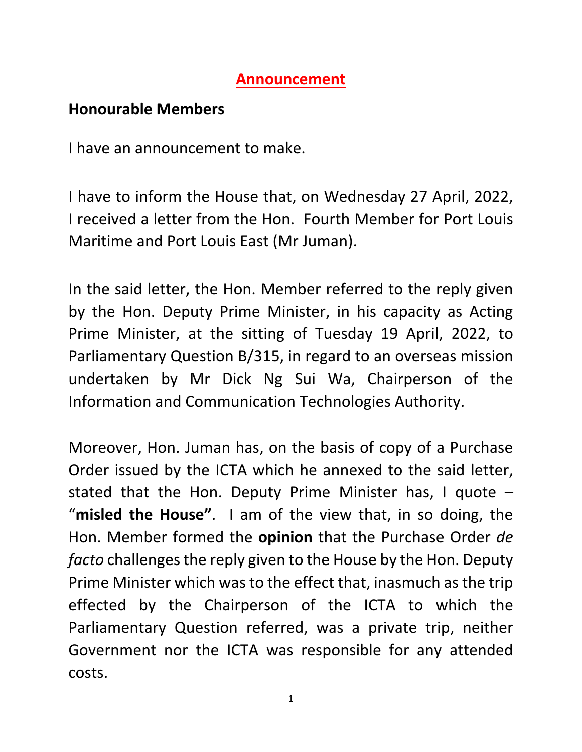# Announcement

**Honourable Members**

I have an announcement to make.

I have to inform the House that, on Wednesday 27 April, 2022, I received a letter from the Hon. Fourth Member for Port Louis Maritime and Port Louis East (Mr Juman).

In the said letter, the Hon. Member referred to the reply given by the Hon. Deputy Prime Minister, in his capacity as Acting Prime Minister, at the sitting of Tuesday 19 April, 2022, to Parliamentary Question B/315, in regard to an overseas mission undertaken by Mr Dick Ng Sui Wa, Chairperson of the Information and Communication Technologies Authority.

Moreover, Hon. Juman has, on the basis of copy of a Purchase Order issued by the ICTA which he annexed to the said letter, stated that the Hon. Deputy Prime Minister has, I quote – "**misled the House"**. I am of the view that, in so doing, the Hon. Member formed the **opinion** that the Purchase Order *de facto* challenges the reply given to the House by the Hon. Deputy Prime Minister which was to the effect that, inasmuch as the trip effected by the Chairperson of the ICTA to which the Parliamentary Question referred, was a private trip, neither Government nor the ICTA was responsible for any attended costs.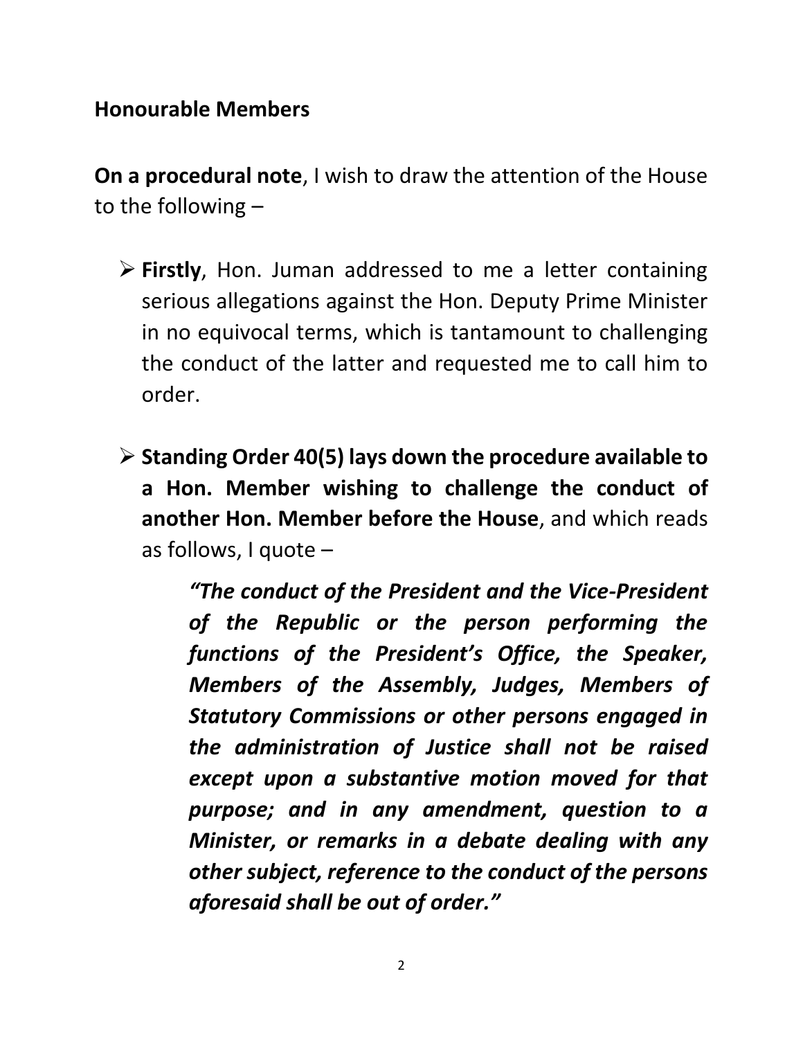**Honourable Members**

**On a procedural note**, I wish to draw the attention of the House to the following –

- **Firstly**, Hon. Juman addressed to me a letter containing serious allegations against the Hon. Deputy Prime Minister in no equivocal terms, which is tantamount to challenging the conduct of the latter and requested me to call him to order.

- **Standing Order 40(5) lays down the procedure available to a Hon. Member wishing to challenge the conduct of another Hon. Member before the House**, and which reads as follows, I quote –

  > ***"The conduct of the President and the Vice-President of the Republic or the person performing the functions of the President's Office, the Speaker, Members of the Assembly, Judges, Members of Statutory Commissions or other persons engaged in the administration of Justice shall not be raised except upon a substantive motion moved for that purpose; and in any amendment, question to a Minister, or remarks in a debate dealing with any other subject, reference to the conduct of the persons aforesaid shall be out of order."***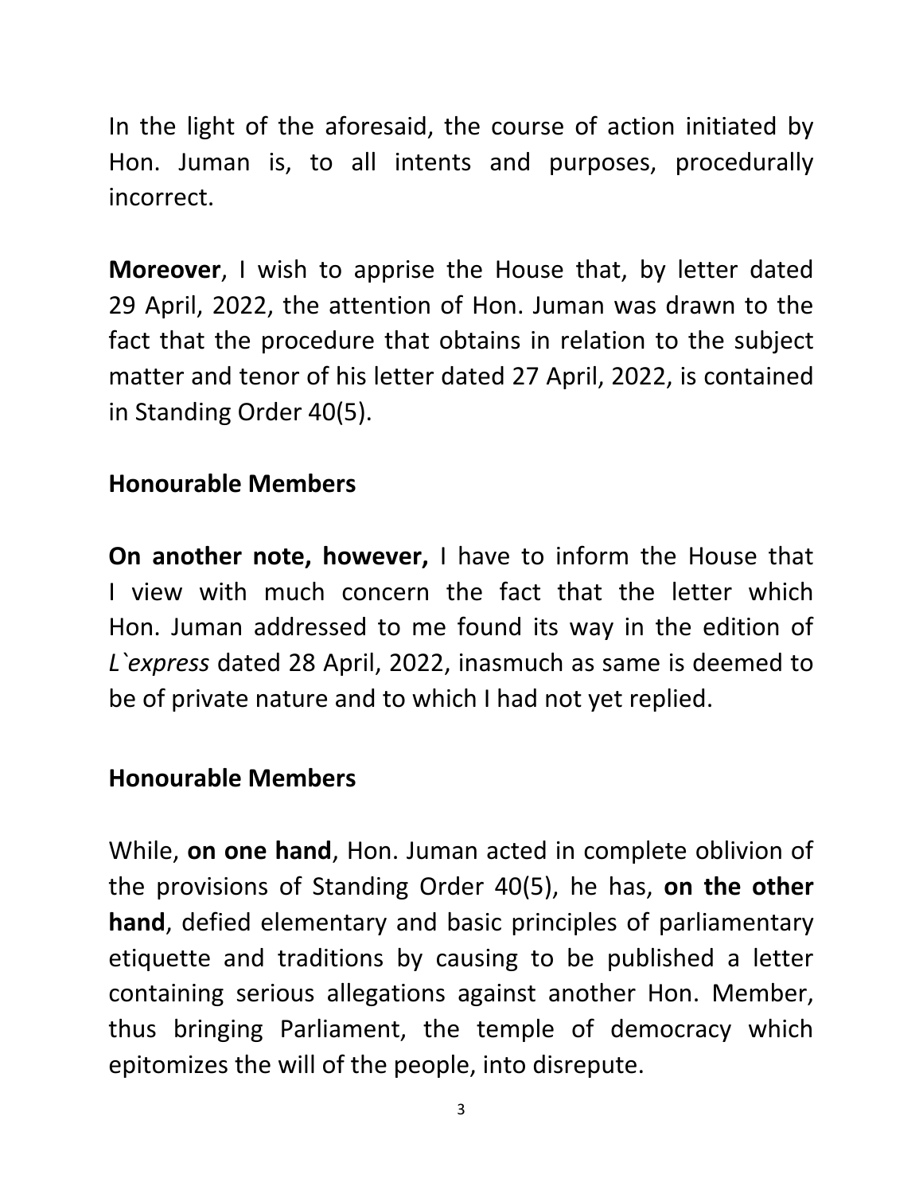In the light of the aforesaid, the course of action initiated by Hon. Juman is, to all intents and purposes, procedurally incorrect.

**Moreover**, I wish to apprise the House that, by letter dated 29 April, 2022, the attention of Hon. Juman was drawn to the fact that the procedure that obtains in relation to the subject matter and tenor of his letter dated 27 April, 2022, is contained in Standing Order 40(5).

**Honourable Members**

**On another note, however,** I have to inform the House that I view with much concern the fact that the letter which Hon. Juman addressed to me found its way in the edition of *L`express* dated 28 April, 2022, inasmuch as same is deemed to be of private nature and to which I had not yet replied.

**Honourable Members**

While, **on one hand**, Hon. Juman acted in complete oblivion of the provisions of Standing Order 40(5), he has, **on the other hand**, defied elementary and basic principles of parliamentary etiquette and traditions by causing to be published a letter containing serious allegations against another Hon. Member, thus bringing Parliament, the temple of democracy which epitomizes the will of the people, into disrepute.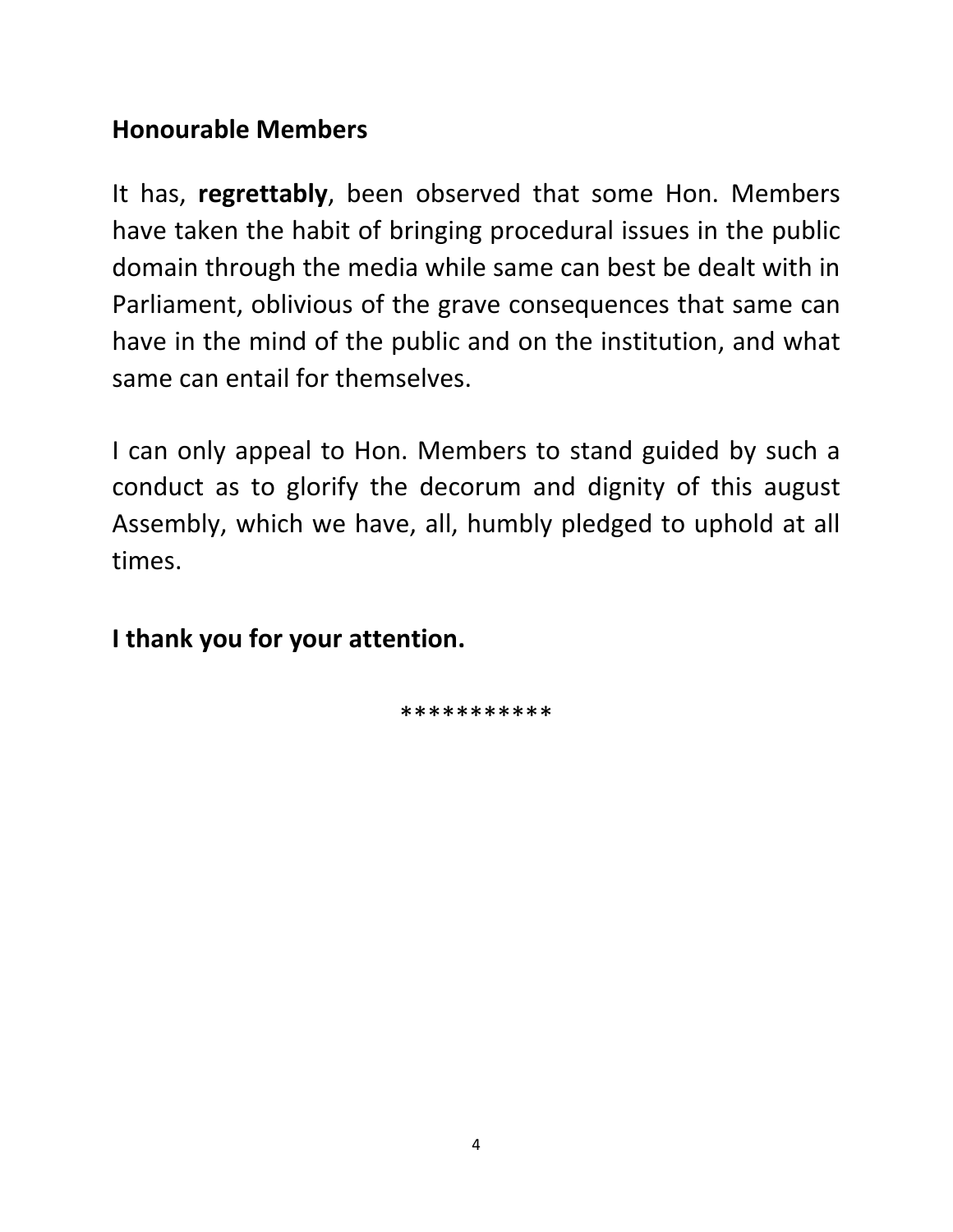**Honourable Members**

It has, **regrettably**, been observed that some Hon. Members have taken the habit of bringing procedural issues in the public domain through the media while same can best be dealt with in Parliament, oblivious of the grave consequences that same can have in the mind of the public and on the institution, and what same can entail for themselves.

I can only appeal to Hon. Members to stand guided by such a conduct as to glorify the decorum and dignity of this august Assembly, which we have, all, humbly pledged to uphold at all times.

**I thank you for your attention.**

***********